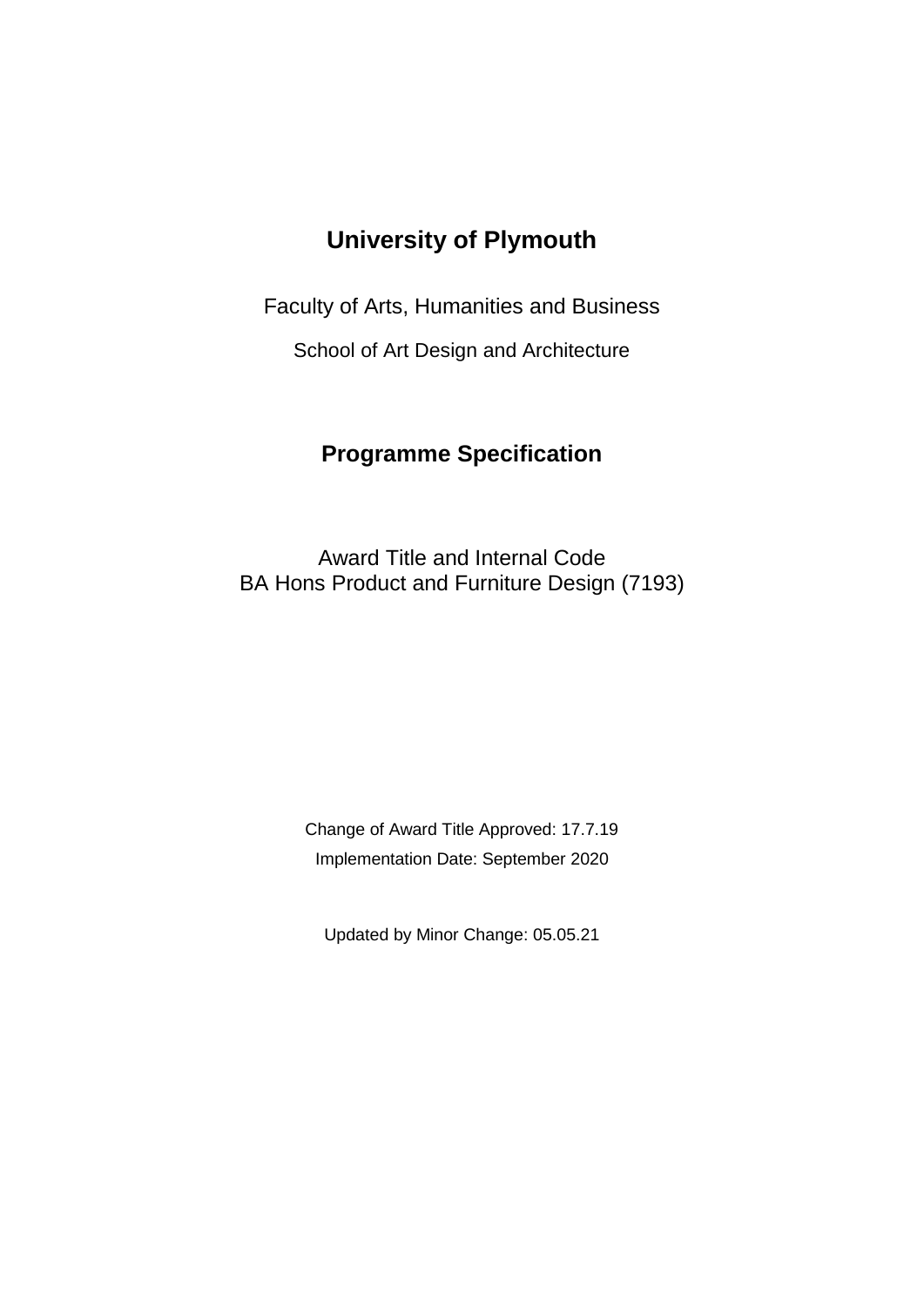# University of Plymouth

Faculty of Arts, Humanities and Business

School of Art Design and Architecture

## Programme Specification

Award Title and Internal Code
BA Hons Product and Furniture Design (7193)

Change of Award Title Approved: 17.7.19

Implementation Date: September 2020

Updated by Minor Change: 05.05.21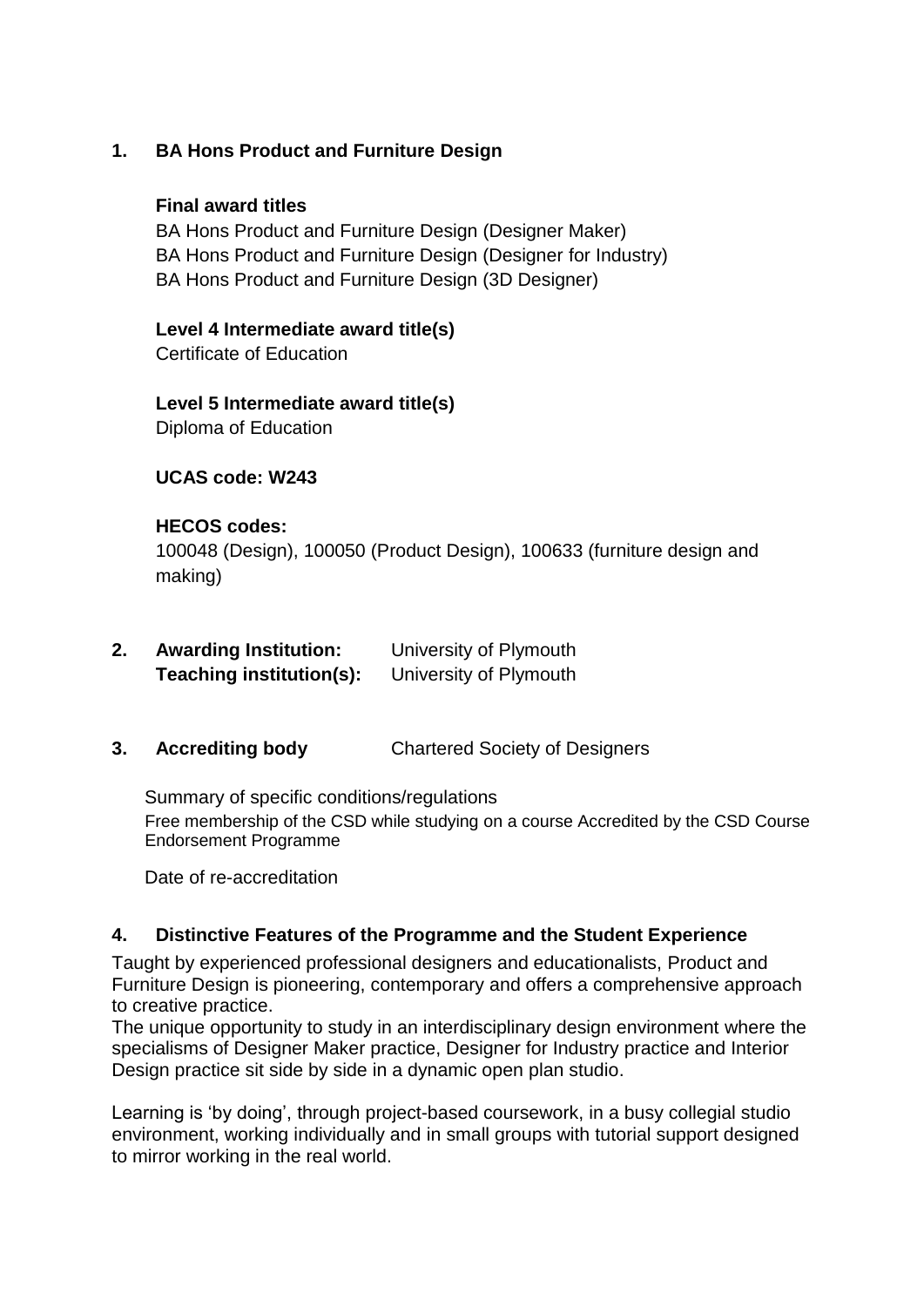## 1. BA Hons Product and Furniture Design

**Final award titles**

BA Hons Product and Furniture Design (Designer Maker)
BA Hons Product and Furniture Design (Designer for Industry)
BA Hons Product and Furniture Design (3D Designer)

**Level 4 Intermediate award title(s)**

Certificate of Education

**Level 5 Intermediate award title(s)**

Diploma of Education

**UCAS code: W243**

**HECOS codes:**

100048 (Design), 100050 (Product Design), 100633 (furniture design and making)

## 2. Awarding Institution: University of Plymouth

**Teaching institution(s):** University of Plymouth

## 3. Accrediting body: Chartered Society of Designers

Summary of specific conditions/regulations

Free membership of the CSD while studying on a course Accredited by the CSD Course Endorsement Programme

Date of re-accreditation

## 4. Distinctive Features of the Programme and the Student Experience

Taught by experienced professional designers and educationalists, Product and Furniture Design is pioneering, contemporary and offers a comprehensive approach to creative practice.

The unique opportunity to study in an interdisciplinary design environment where the specialisms of Designer Maker practice, Designer for Industry practice and Interior Design practice sit side by side in a dynamic open plan studio.

Learning is 'by doing', through project-based coursework, in a busy collegial studio environment, working individually and in small groups with tutorial support designed to mirror working in the real world.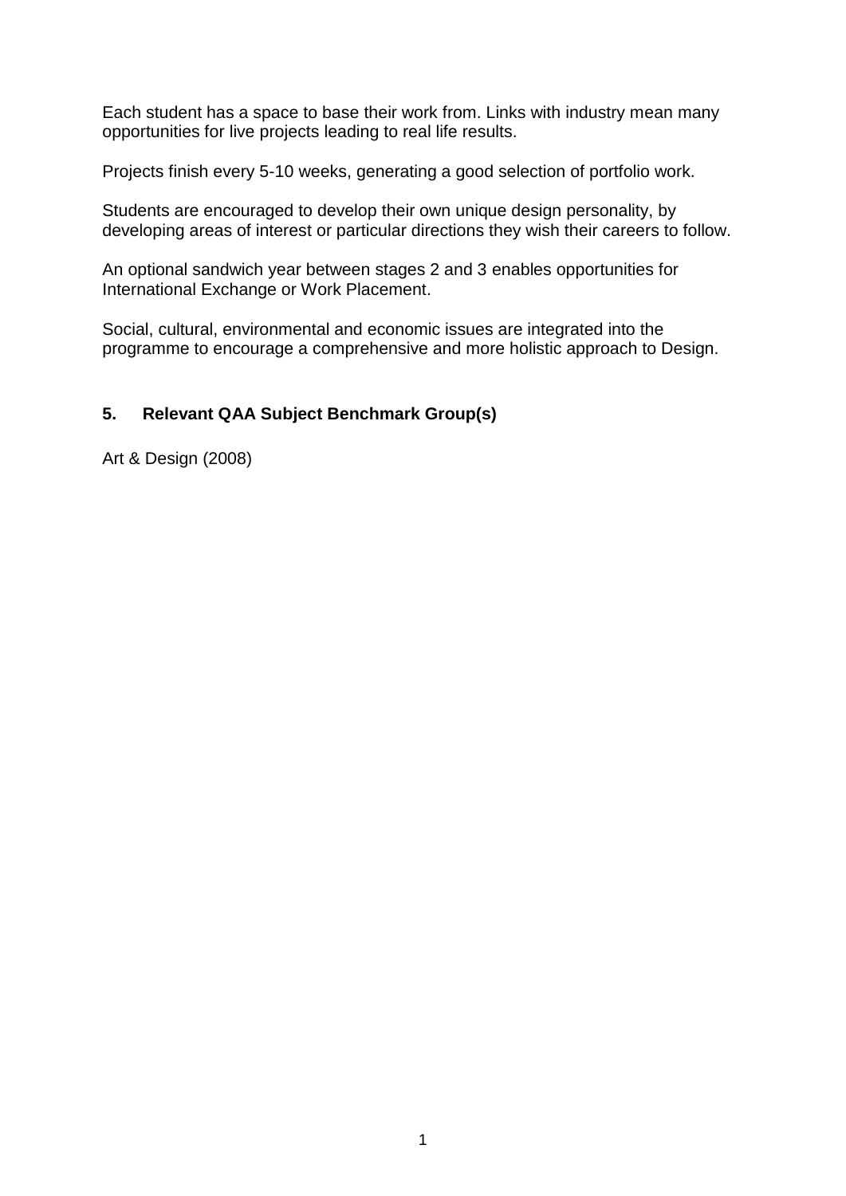Each student has a space to base their work from. Links with industry mean many opportunities for live projects leading to real life results.

Projects finish every 5-10 weeks, generating a good selection of portfolio work.

Students are encouraged to develop their own unique design personality, by developing areas of interest or particular directions they wish their careers to follow.

An optional sandwich year between stages 2 and 3 enables opportunities for International Exchange or Work Placement.

Social, cultural, environmental and economic issues are integrated into the programme to encourage a comprehensive and more holistic approach to Design.

## 5. Relevant QAA Subject Benchmark Group(s)

Art & Design (2008)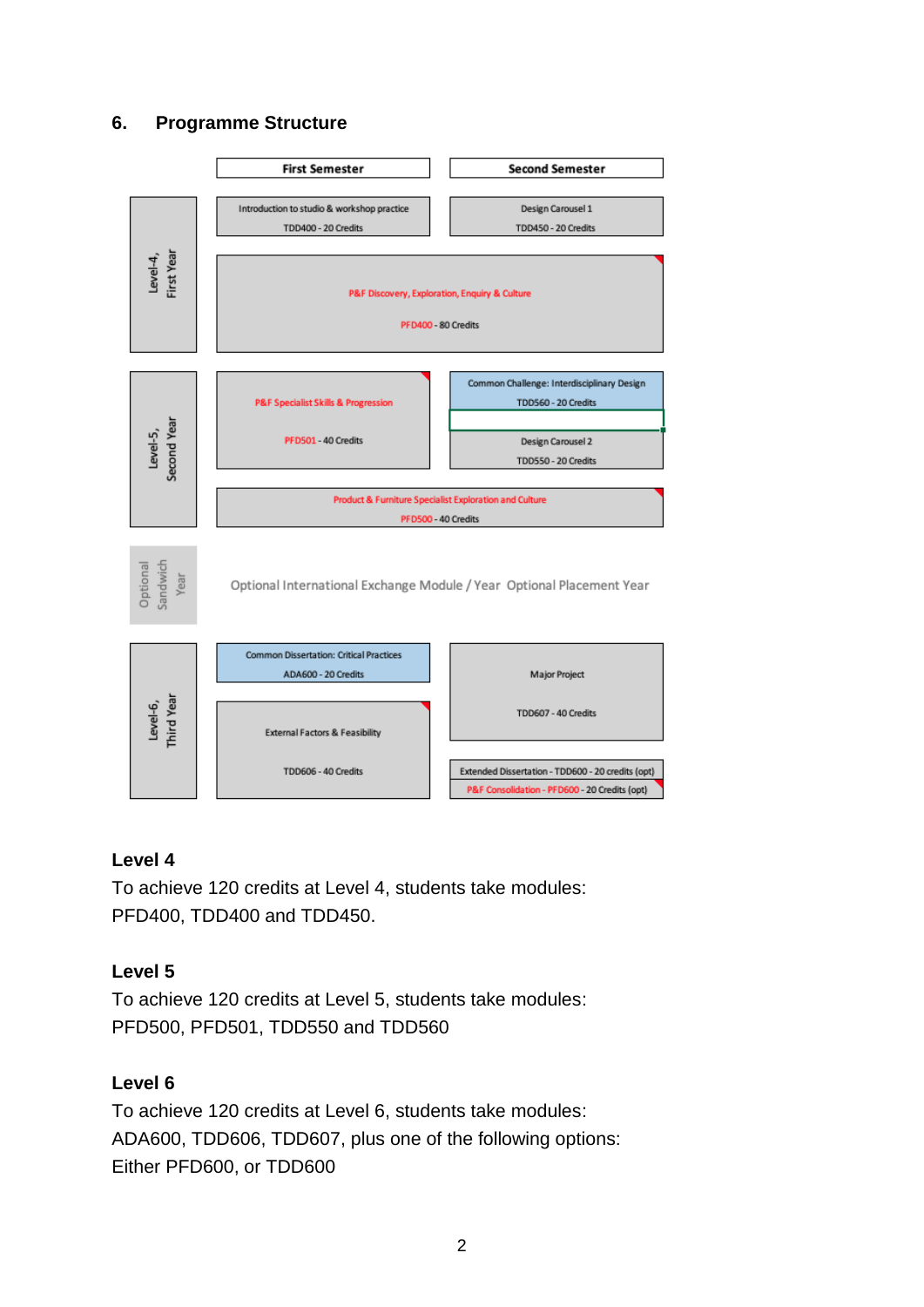## 6. Programme Structure

| | First Semester | Second Semester |
|---|---|---|
| Level-4, First Year | Introduction to studio & workshop practice<br>TDD400 - 20 Credits | Design Carousel 1<br>TDD450 - 20 Credits |
| | P&F Discovery, Exploration, Enquiry & Culture<br>PFD400 - 80 Credits | |
| Level-5, Second Year | P&F Specialist Skills & Progression<br>PFD501 - 40 Credits | Common Challenge: Interdisciplinary Design<br>TDD560 - 20 Credits<br><br>Design Carousel 2<br>TDD550 - 20 Credits |
| | Product & Furniture Specialist Exploration and Culture<br>PFD500 - 40 Credits | |
| Optional Sandwich Year | Optional International Exchange Module / Year Optional Placement Year | |
| Level-6, Third Year | Common Dissertation: Critical Practices<br>ADA600 - 20 Credits<br><br>External Factors & Feasibility<br>TDD606 - 40 Credits | Major Project<br>TDD607 - 40 Credits<br><br>Extended Dissertation - TDD600 - 20 credits (opt)<br>P&F Consolidation - PFD600 - 20 Credits (opt) |

### Level 4

To achieve 120 credits at Level 4, students take modules: PFD400, TDD400 and TDD450.

### Level 5

To achieve 120 credits at Level 5, students take modules: PFD500, PFD501, TDD550 and TDD560

### Level 6

To achieve 120 credits at Level 6, students take modules: ADA600, TDD606, TDD607, plus one of the following options: Either PFD600, or TDD600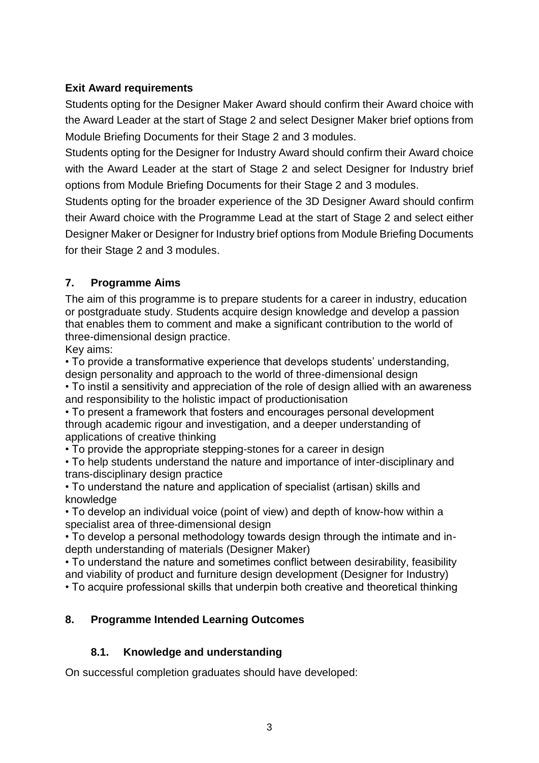**Exit Award requirements**

Students opting for the Designer Maker Award should confirm their Award choice with the Award Leader at the start of Stage 2 and select Designer Maker brief options from Module Briefing Documents for their Stage 2 and 3 modules.

Students opting for the Designer for Industry Award should confirm their Award choice with the Award Leader at the start of Stage 2 and select Designer for Industry brief options from Module Briefing Documents for their Stage 2 and 3 modules.

Students opting for the broader experience of the 3D Designer Award should confirm their Award choice with the Programme Lead at the start of Stage 2 and select either Designer Maker or Designer for Industry brief options from Module Briefing Documents for their Stage 2 and 3 modules.

## 7. Programme Aims

The aim of this programme is to prepare students for a career in industry, education or postgraduate study. Students acquire design knowledge and develop a passion that enables them to comment and make a significant contribution to the world of three-dimensional design practice.

Key aims:

- To provide a transformative experience that develops students' understanding, design personality and approach to the world of three-dimensional design
- To instil a sensitivity and appreciation of the role of design allied with an awareness and responsibility to the holistic impact of productionisation
- To present a framework that fosters and encourages personal development through academic rigour and investigation, and a deeper understanding of applications of creative thinking
- To provide the appropriate stepping-stones for a career in design
- To help students understand the nature and importance of inter-disciplinary and trans-disciplinary design practice
- To understand the nature and application of specialist (artisan) skills and knowledge
- To develop an individual voice (point of view) and depth of know-how within a specialist area of three-dimensional design
- To develop a personal methodology towards design through the intimate and in-depth understanding of materials (Designer Maker)
- To understand the nature and sometimes conflict between desirability, feasibility and viability of product and furniture design development (Designer for Industry)
- To acquire professional skills that underpin both creative and theoretical thinking

## 8. Programme Intended Learning Outcomes

### 8.1. Knowledge and understanding

On successful completion graduates should have developed: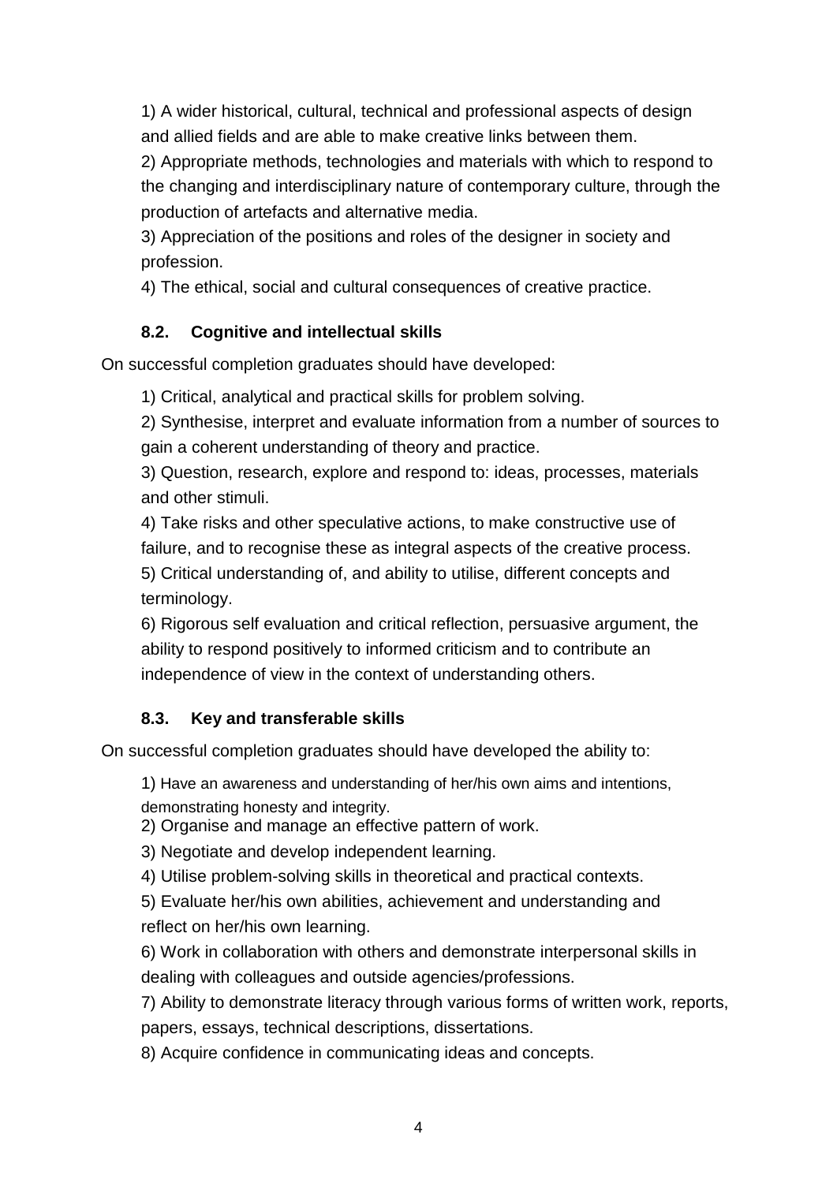1) A wider historical, cultural, technical and professional aspects of design and allied fields and are able to make creative links between them.
2) Appropriate methods, technologies and materials with which to respond to the changing and interdisciplinary nature of contemporary culture, through the production of artefacts and alternative media.
3) Appreciation of the positions and roles of the designer in society and profession.
4) The ethical, social and cultural consequences of creative practice.

### 8.2. Cognitive and intellectual skills

On successful completion graduates should have developed:

1) Critical, analytical and practical skills for problem solving.
2) Synthesise, interpret and evaluate information from a number of sources to gain a coherent understanding of theory and practice.
3) Question, research, explore and respond to: ideas, processes, materials and other stimuli.
4) Take risks and other speculative actions, to make constructive use of failure, and to recognise these as integral aspects of the creative process.
5) Critical understanding of, and ability to utilise, different concepts and terminology.
6) Rigorous self evaluation and critical reflection, persuasive argument, the ability to respond positively to informed criticism and to contribute an independence of view in the context of understanding others.

### 8.3. Key and transferable skills

On successful completion graduates should have developed the ability to:

1) Have an awareness and understanding of her/his own aims and intentions, demonstrating honesty and integrity.
2) Organise and manage an effective pattern of work.
3) Negotiate and develop independent learning.
4) Utilise problem-solving skills in theoretical and practical contexts.
5) Evaluate her/his own abilities, achievement and understanding and reflect on her/his own learning.
6) Work in collaboration with others and demonstrate interpersonal skills in dealing with colleagues and outside agencies/professions.
7) Ability to demonstrate literacy through various forms of written work, reports, papers, essays, technical descriptions, dissertations.
8) Acquire confidence in communicating ideas and concepts.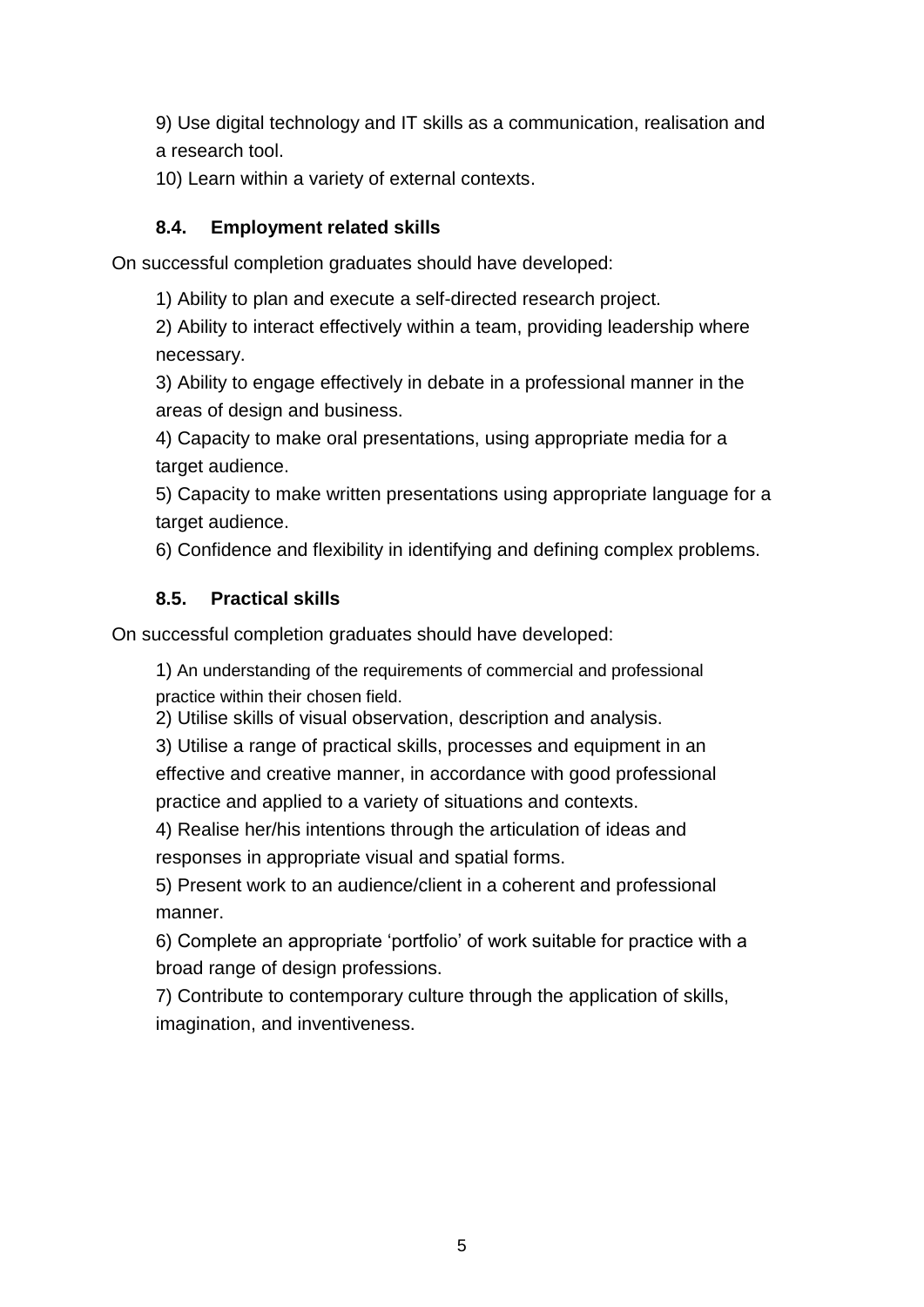9) Use digital technology and IT skills as a communication, realisation and a research tool.

10) Learn within a variety of external contexts.

### 8.4. Employment related skills

On successful completion graduates should have developed:

1) Ability to plan and execute a self-directed research project.

2) Ability to interact effectively within a team, providing leadership where necessary.

3) Ability to engage effectively in debate in a professional manner in the areas of design and business.

4) Capacity to make oral presentations, using appropriate media for a target audience.

5) Capacity to make written presentations using appropriate language for a target audience.

6) Confidence and flexibility in identifying and defining complex problems.

### 8.5. Practical skills

On successful completion graduates should have developed:

1) An understanding of the requirements of commercial and professional practice within their chosen field.

2) Utilise skills of visual observation, description and analysis.

3) Utilise a range of practical skills, processes and equipment in an effective and creative manner, in accordance with good professional practice and applied to a variety of situations and contexts.

4) Realise her/his intentions through the articulation of ideas and responses in appropriate visual and spatial forms.

5) Present work to an audience/client in a coherent and professional manner.

6) Complete an appropriate 'portfolio' of work suitable for practice with a broad range of design professions.

7) Contribute to contemporary culture through the application of skills, imagination, and inventiveness.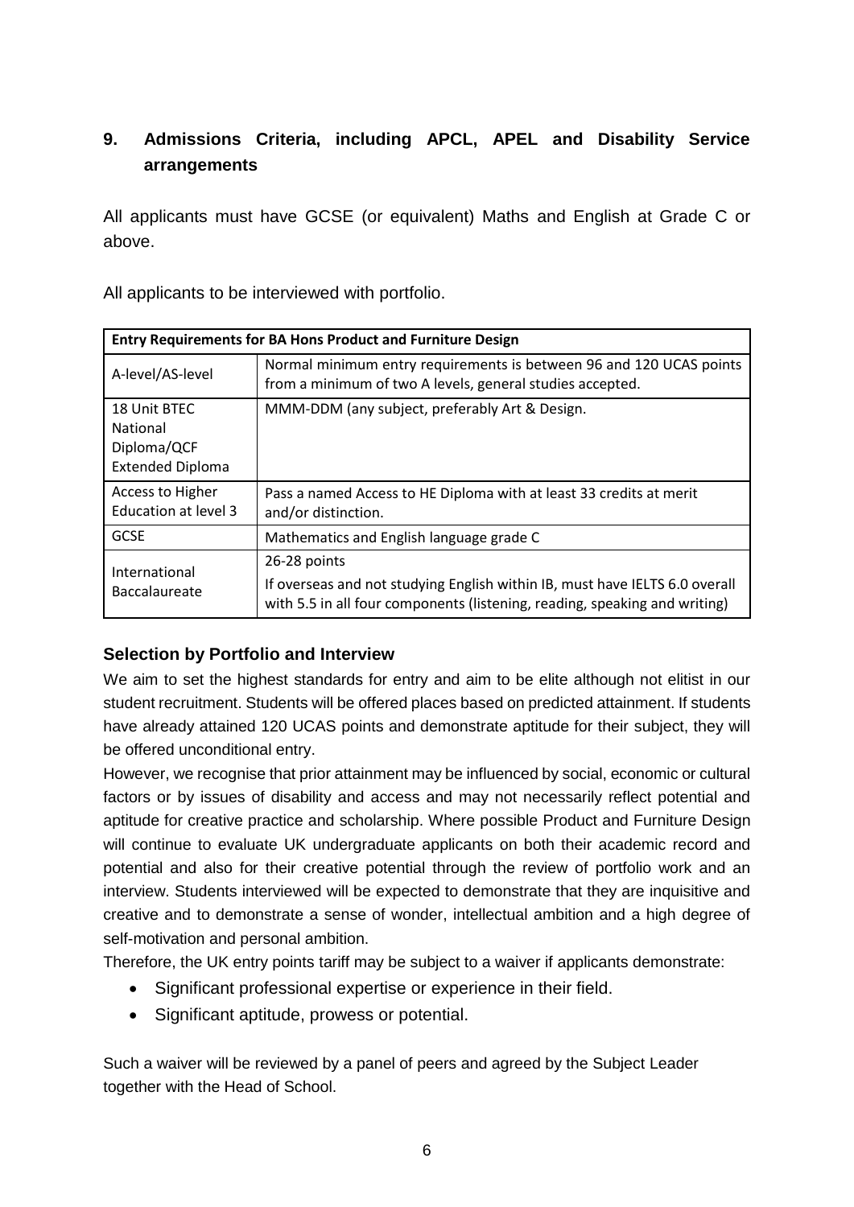## 9. Admissions Criteria, including APCL, APEL and Disability Service arrangements

All applicants must have GCSE (or equivalent) Maths and English at Grade C or above.

All applicants to be interviewed with portfolio.

| **Entry Requirements for BA Hons Product and Furniture Design** | |
|---|---|
| A-level/AS-level | Normal minimum entry requirements is between 96 and 120 UCAS points from a minimum of two A levels, general studies accepted. |
| 18 Unit BTEC National Diploma/QCF Extended Diploma | MMM-DDM (any subject, preferably Art & Design. |
| Access to Higher Education at level 3 | Pass a named Access to HE Diploma with at least 33 credits at merit and/or distinction. |
| GCSE | Mathematics and English language grade C |
| International Baccalaureate | 26-28 points<br>If overseas and not studying English within IB, must have IELTS 6.0 overall with 5.5 in all four components (listening, reading, speaking and writing) |

### Selection by Portfolio and Interview

We aim to set the highest standards for entry and aim to be elite although not elitist in our student recruitment. Students will be offered places based on predicted attainment. If students have already attained 120 UCAS points and demonstrate aptitude for their subject, they will be offered unconditional entry.

However, we recognise that prior attainment may be influenced by social, economic or cultural factors or by issues of disability and access and may not necessarily reflect potential and aptitude for creative practice and scholarship. Where possible Product and Furniture Design will continue to evaluate UK undergraduate applicants on both their academic record and potential and also for their creative potential through the review of portfolio work and an interview. Students interviewed will be expected to demonstrate that they are inquisitive and creative and to demonstrate a sense of wonder, intellectual ambition and a high degree of self-motivation and personal ambition.

Therefore, the UK entry points tariff may be subject to a waiver if applicants demonstrate:

- Significant professional expertise or experience in their field.
- Significant aptitude, prowess or potential.

Such a waiver will be reviewed by a panel of peers and agreed by the Subject Leader together with the Head of School.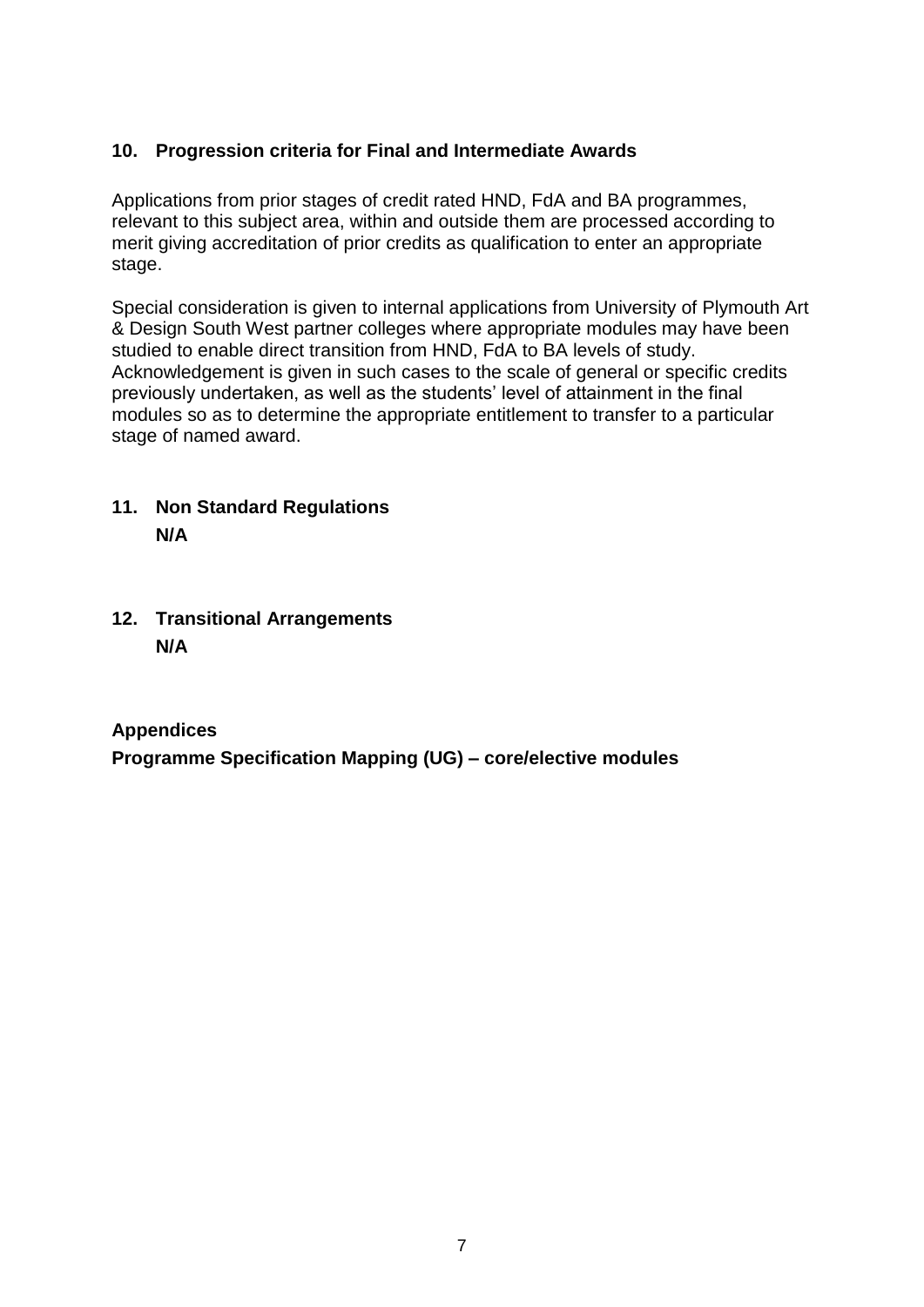## 10. Progression criteria for Final and Intermediate Awards

Applications from prior stages of credit rated HND, FdA and BA programmes, relevant to this subject area, within and outside them are processed according to merit giving accreditation of prior credits as qualification to enter an appropriate stage.

Special consideration is given to internal applications from University of Plymouth Art & Design South West partner colleges where appropriate modules may have been studied to enable direct transition from HND, FdA to BA levels of study. Acknowledgement is given in such cases to the scale of general or specific credits previously undertaken, as well as the students' level of attainment in the final modules so as to determine the appropriate entitlement to transfer to a particular stage of named award.

## 11. Non Standard Regulations

**N/A**

## 12. Transitional Arrangements

**N/A**

## Appendices

**Programme Specification Mapping (UG) – core/elective modules**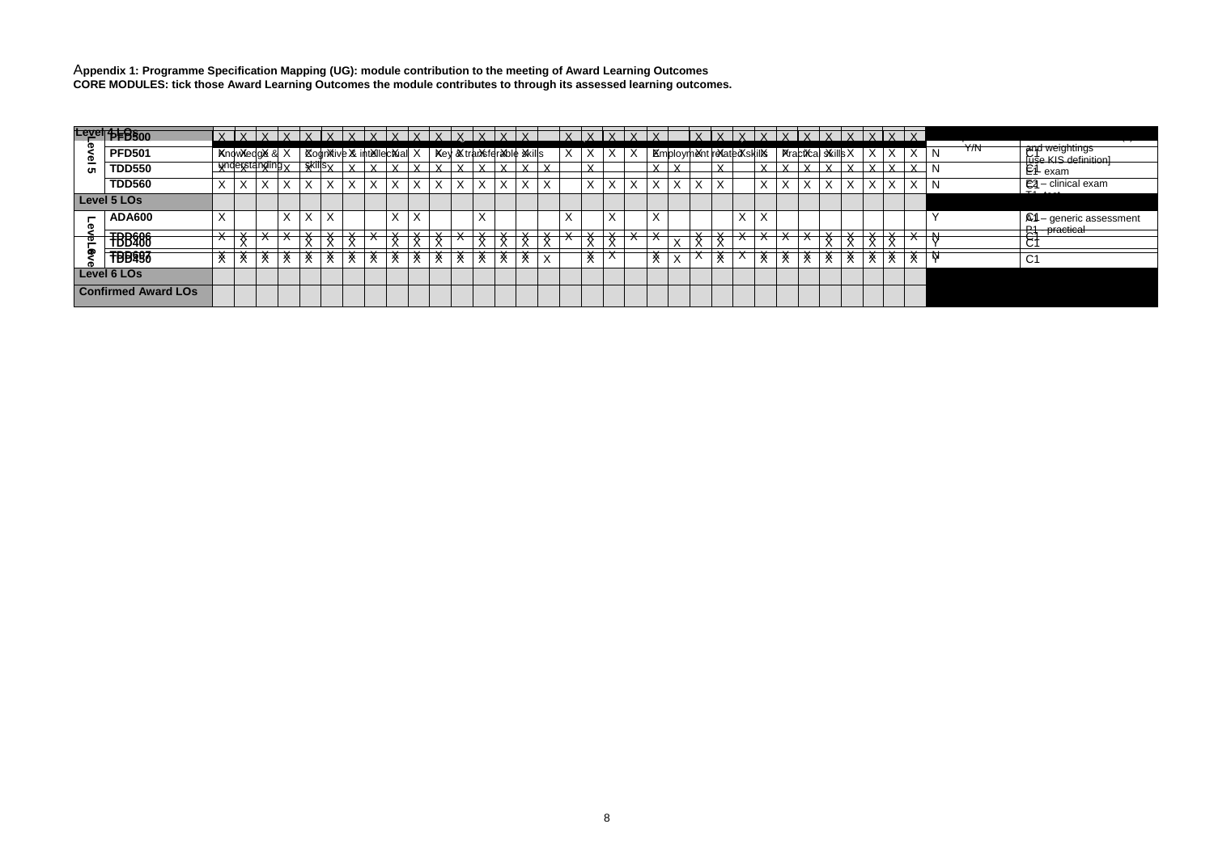Appendix 1: Programme Specification Mapping (UG): module contribution to the meeting of Award Learning Outcomes
**CORE MODULES: tick those Award Learning Outcomes the module contributes to through its assessed learning outcomes.**

| Level | Module | Knowledge & understanding | | | | Cognitive & intellectual skills | | | | | | Key transferable skills | | | | | | | | | | Employment related skills | | | | | | Practical skills | | | | | | | Y/N | and weightings [use KIS definition] |
|---|---|---|---|---|---|---|---|---|---|---|---|---|---|---|---|---|---|---|---|---|---|---|---|---|---|---|---|---|---|---|---|---|---|---|---|---|
| Level 4 LOs | PFD500 | X | X | X | X | X | X | X | X | X | X | X | X | X | X | X | | X | X | X | X | X | | X | X | X | X | X | X | X | X | X | X | X | | |
| Level 5 | PFD501 | X | X | X | X | X | X | X | X | X | X | X | X | X | X | X | | X | X | X | X | X | | X | X | X | X | X | X | X | X | X | X | X | N | C1 |
| | TDD550 | X | X | X | X | X | X | X | X | X | X | X | X | X | X | X | X | | X | | | X | X | | X | | X | X | X | X | X | X | X | X | N | E1 - exam |
| | TDD560 | X | X | X | X | X | X | X | X | X | X | X | X | X | X | X | X | | X | X | X | X | X | X | X | | X | X | X | X | X | X | X | X | N | E2 – clinical exam; T1 - test |
| Level 5 LOs | | | | | | | | | | | | | | | | | | | | | | | | | | | | | | | | | | | | |
| Level 6 | ADA600 | X | | | X | X | X | | | X | X | | | X | | | | X | | X | | X | | | | X | X | | | | | | | | Y | A1 – generic assessment; P1 - practical |
| | TDD606 | X | X | X | X | X | X | X | X | X | X | X | X | X | X | X | X | X | X | X | X | X | | X | X | X | X | X | X | X | X | X | X | X | N | C1 |
| | TDD400 | | X | | | X | X | X | | X | X | X | | X | X | X | X | | X | X | | | X | X | X | | | | | X | X | X | X | | Y | C1 |
| | TDD607 | X | X | X | X | X | X | X | X | X | X | X | X | X | X | X | | | X | X | | X | | X | X | X | X | X | X | X | X | X | X | X | N | |
| | TDD450 | X | X | X | X | X | X | X | X | X | X | X | X | X | X | X | X | | X | | | X | X | | X | | X | X | X | X | X | X | X | X | Y | C1 |
| Level 6 LOs | | | | | | | | | | | | | | | | | | | | | | | | | | | | | | | | | | | | |
| Confirmed Award LOs | | | | | | | | | | | | | | | | | | | | | | | | | | | | | | | | | | | | |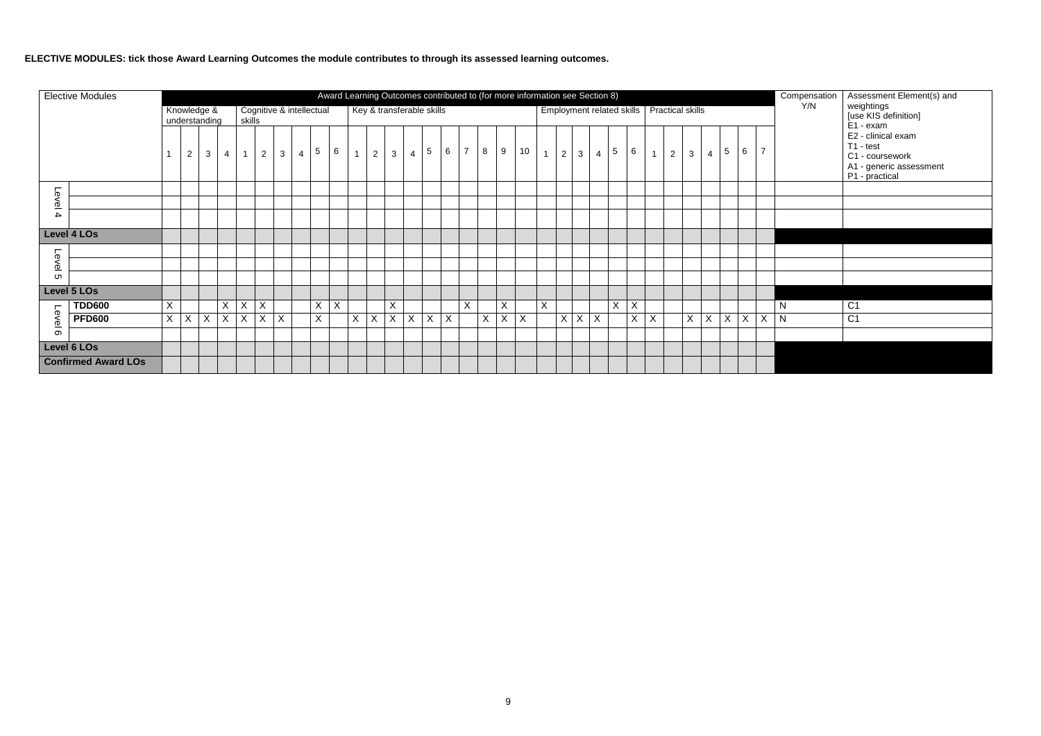**ELECTIVE MODULES: tick those Award Learning Outcomes the module contributes to through its assessed learning outcomes.**

| Elective Modules | | Award Learning Outcomes contributed to (for more information see Section 8) | | | | | | | | | | | | | | | | | | | | | | | | | | | | | | | | | Compensation Y/N | Assessment Element(s) and weightings [use KIS definition] E1 - exam E2 - clinical exam T1 - test C1 - coursework A1 - generic assessment P1 - practical |
|---|---|---|---|---|---|---|---|---|---|---|---|---|---|---|---|---|---|---|---|---|---|---|---|---|---|---|---|---|---|---|---|---|---|---|---|---|
| | | Knowledge & understanding | | | | Cognitive & intellectual skills | | | | | | Key & transferable skills | | | | | | | | | | Employment related skills | | | | | | Practical skills | | | | | | | | |
| | | 1 | 2 | 3 | 4 | 1 | 2 | 3 | 4 | 5 | 6 | 1 | 2 | 3 | 4 | 5 | 6 | 7 | 8 | 9 | 10 | 1 | 2 | 3 | 4 | 5 | 6 | 1 | 2 | 3 | 4 | 5 | 6 | 7 | | |
| Level 4 | | | | | | | | | | | | | | | | | | | | | | | | | | | | | | | | | | | | |
| | | | | | | | | | | | | | | | | | | | | | | | | | | | | | | | | | | | | |
| | | | | | | | | | | | | | | | | | | | | | | | | | | | | | | | | | | | | |
| **Level 4 LOs** | | | | | | | | | | | | | | | | | | | | | | | | | | | | | | | | | | | | |
| Level 5 | | | | | | | | | | | | | | | | | | | | | | | | | | | | | | | | | | | | |
| | | | | | | | | | | | | | | | | | | | | | | | | | | | | | | | | | | | | |
| | | | | | | | | | | | | | | | | | | | | | | | | | | | | | | | | | | | | |
| **Level 5 LOs** | | | | | | | | | | | | | | | | | | | | | | | | | | | | | | | | | | | | |
| Level 6 | **TDD600** | X | | | X | X | X | | | X | X | | | X | | | | X | | X | | X | | | | X | X | | | | | | | | N | C1 |
| | **PFD600** | X | X | X | X | X | X | X | | X | | X | X | X | X | X | X | | X | X | X | | X | X | X | | X | X | | X | X | X | X | X | N | C1 |
| | | | | | | | | | | | | | | | | | | | | | | | | | | | | | | | | | | | | |
| **Level 6 LOs** | | | | | | | | | | | | | | | | | | | | | | | | | | | | | | | | | | | | |
| **Confirmed Award LOs** | | | | | | | | | | | | | | | | | | | | | | | | | | | | | | | | | | | | |